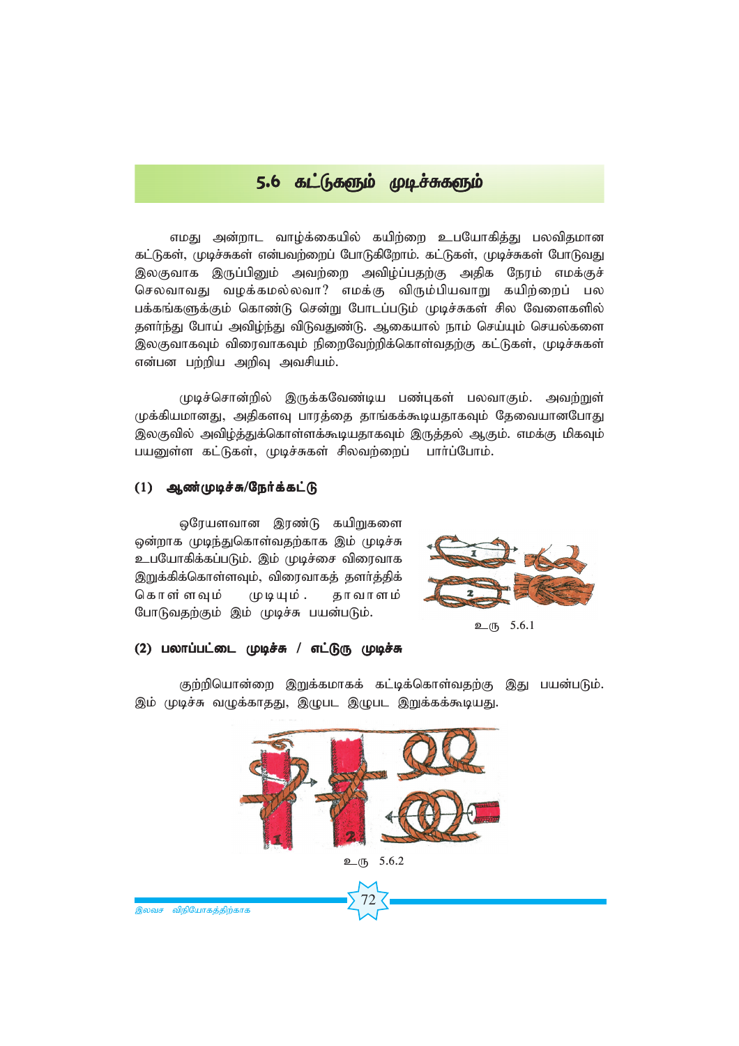## 5.6 கட்டுகளும் முடிச்சுகளும்

எமது அன்றாட வாழ்க்கையில் கயிற்றை உபயோகித்து பலவிதமான கட்டுகள், முடிச்சுகள் என்பவற்றைப் போடுகிறோம். கட்டுகள், முடிச்சுகள் போடுவது இலகுவாக இருப்பினும் அவற்றை அவிழ்ப்பதற்கு அதிக நேரம் எமக்குச் செலவாவது வழக்கமல்லவா? எமக்கு விரும்பியவாறு கயிற்றைப் பல பக்கங்களுக்கும் கொண்டு சென்று போடப்படும் முடிச்சுகள் சில வேளைகளில் தளர்ந்து போய் அவிழ்ந்து விடுவதுண்டு. ஆகையால் நாம் செய்யும் செயல்களை இலகுவாகவும் விரைவாகவும் நிறைவேற்றிக்கொள்வதற்கு கட்டுகள், முடிச்சுகள் என்பன பற்றிய அறிவு அவசியம்.

முடிச்சொன்றில் இருக்கவேண்டிய பண்புகள் பலவாகும். அவற்றுள் முக்கியமானது, அதிகளவு பாரத்தை தாங்கக்கூடியதாகவும் தேவையானபோது இலகுவில் அவிழ்த்துக்கொள்ளக்கூடியதாகவும் இருத்தல் ஆகும். எமக்கு மிகவும் பயனுள்ள கட்டுகள், முடிச்சுகள் சிலவற்றைப் பார்ப்போம்.

### (1) ஆண்முடிச்சு/நேர்க்கட்டு

ஒரேயளவான இரண்டு கயிறுகளை ஒன்றாக முடிந்துகொள்வதற்காக இம் முடிச்சு உபயோகிக்கப்படும். இம் முடிச்சை விரைவாக இறுக்கிக்கொள்ளவும், விரைவாகத் தளர்த்திக் கொள்ளவும் முடியும். தாவாளம் போடுவதற்கும் இம் முடிச்சு பயன்படும்.

உரு 5.6.1

### (2) பலாப்பட்டை முடிச்சு / எட்டுரு முடிச்சு

குற்றியொன்றை இறுக்கமாகக் கட்டிக்கொள்வதற்கு இது பயன்படும். இம் முடிச்சு வழுக்காதது, இழுபட இழுபட இறுக்கக்கூடியது.

உரு 5.6.2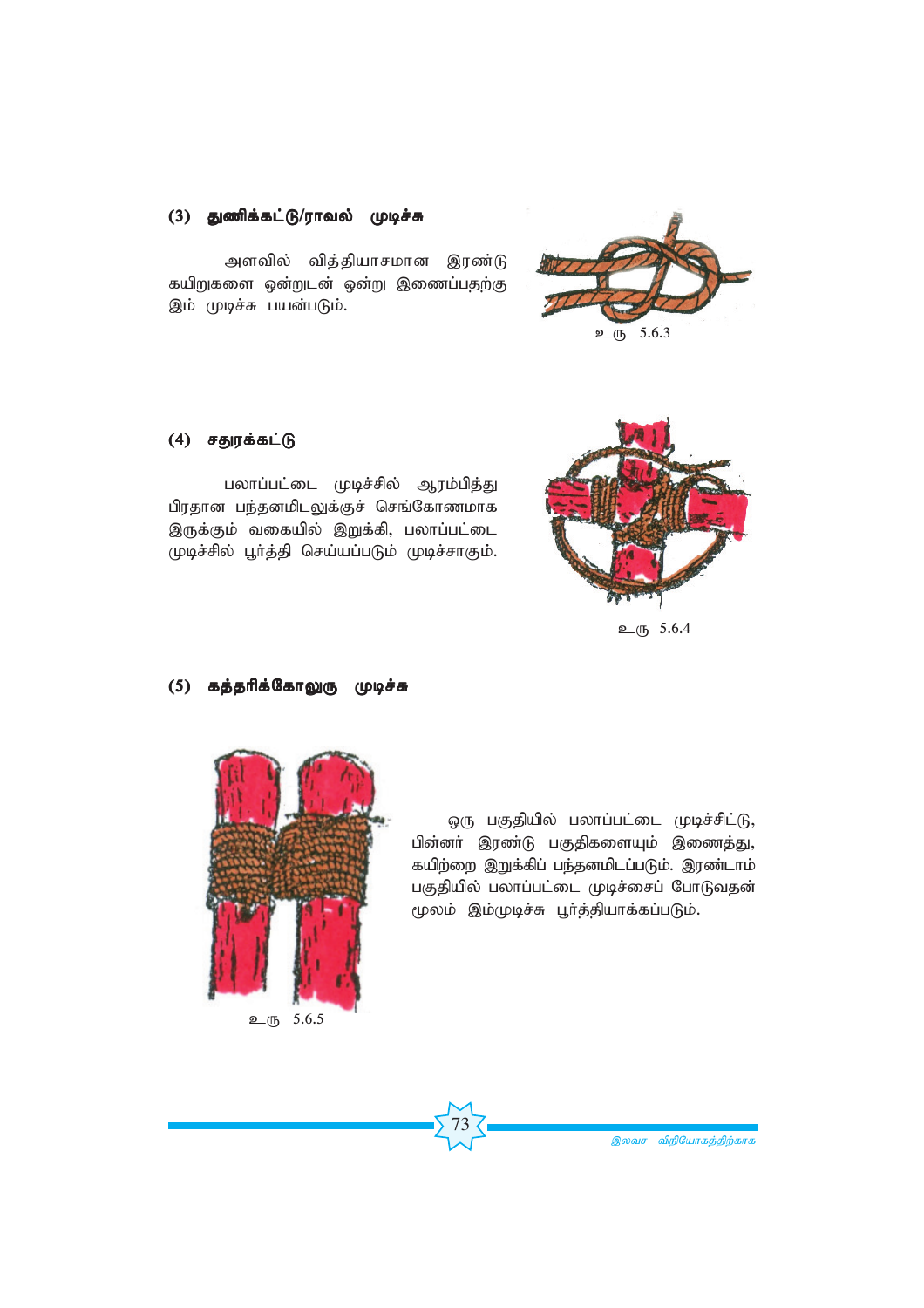### (3) துணிக்கட்டு/ராவல் முடிச்சு

அளவில் வித்தியாசமான இரண்டு கயிறுகளை ஒன்றுடன் ஒன்று இணைப்பதற்கு இம் முடிச்சு பயன்படும்.

உரு 5.6.3

### (4) சதுரக்கட்டு

பலாப்பட்டை முடிச்சில் ஆரம்பித்து பிரதான பந்தனமிடலுக்குச் செங்கோணமாக இருக்கும் வகையில் இறுக்கி, பலாப்பட்டை முடிச்சில் பூர்த்தி செய்யப்படும் முடிச்சாகும்.

உரு 5.6.4

### (5) கத்தரிக்கோலுரு முடிச்சு

உரு 5.6.5

ஒரு பகுதியில் பலாப்பட்டை முடிச்சிட்டு, பின்னர் இரண்டு பகுதிகளையும் இணைத்து, கயிற்றை இறுக்கிப் பந்தனமிடப்படும். இரண்டாம் பகுதியில் பலாப்பட்டை முடிச்சைப் போடுவதன் மூலம் இம்முடிச்சு பூர்த்தியாக்கப்படும்.